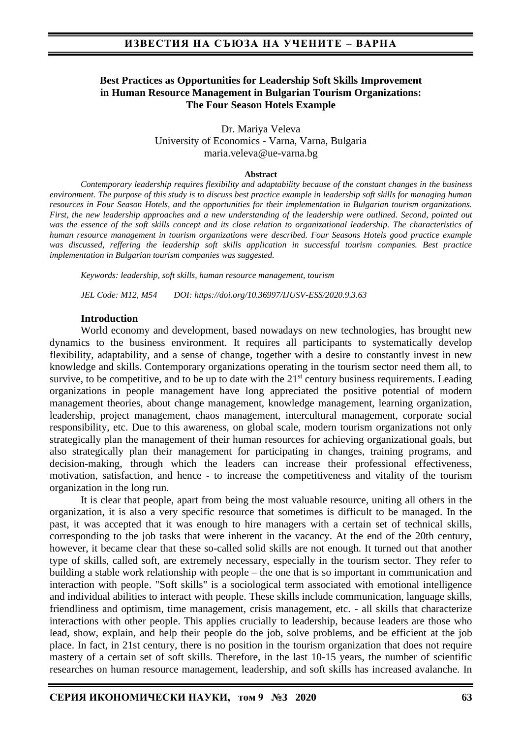# Best Practices as Opportunities for Leadership Soft Skills Improvement in Human Resource Management in Bulgarian Tourism Organizations: The Four Season Hotels Example

Dr. Mariya Veleva
University of Economics - Varna, Varna, Bulgaria
maria.veleva@ue-varna.bg

**Abstract**

*Contemporary leadership requires flexibility and adaptability because of the constant changes in the business environment. The purpose of this study is to discuss best practice example in leadership soft skills for managing human resources in Four Season Hotels, and the opportunities for their implementation in Bulgarian tourism organizations. First, the new leadership approaches and a new understanding of the leadership were outlined. Second, pointed out was the essence of the soft skills concept and its close relation to organizational leadership. The characteristics of human resource management in tourism organizations were described. Four Seasons Hotels good practice example was discussed, reffering the leadership soft skills application in successful tourism companies. Best practice implementation in Bulgarian tourism companies was suggested.*

*Keywords: leadership, soft skills, human resource management, tourism*

*JEL Code: M12, M54 DOI: https://doi.org/10.36997/IJUSV-ESS/2020.9.3.63*

## Introduction

World economy and development, based nowadays on new technologies, has brought new dynamics to the business environment. It requires all participants to systematically develop flexibility, adaptability, and a sense of change, together with a desire to constantly invest in new knowledge and skills. Contemporary organizations operating in the tourism sector need them all, to survive, to be competitive, and to be up to date with the 21st century business requirements. Leading organizations in people management have long appreciated the positive potential of modern management theories, about change management, knowledge management, learning organization, leadership, project management, chaos management, intercultural management, corporate social responsibility, etc. Due to this awareness, on global scale, modern tourism organizations not only strategically plan the management of their human resources for achieving organizational goals, but also strategically plan their management for participating in changes, training programs, and decision-making, through which the leaders can increase their professional effectiveness, motivation, satisfaction, and hence - to increase the competitiveness and vitality of the tourism organization in the long run.

It is clear that people, apart from being the most valuable resource, uniting all others in the organization, it is also a very specific resource that sometimes is difficult to be managed. In the past, it was accepted that it was enough to hire managers with a certain set of technical skills, corresponding to the job tasks that were inherent in the vacancy. At the end of the 20th century, however, it became clear that these so-called solid skills are not enough. It turned out that another type of skills, called soft, are extremely necessary, especially in the tourism sector. They refer to building a stable work relationship with people – the one that is so important in communication and interaction with people. "Soft skills" is a sociological term associated with emotional intelligence and individual abilities to interact with people. These skills include communication, language skills, friendliness and optimism, time management, crisis management, etc. - all skills that characterize interactions with other people. This applies crucially to leadership, because leaders are those who lead, show, explain, and help their people do the job, solve problems, and be efficient at the job place. In fact, in 21st century, there is no position in the tourism organization that does not require mastery of a certain set of soft skills. Therefore, in the last 10-15 years, the number of scientific researches on human resource management, leadership, and soft skills has increased avalanche. In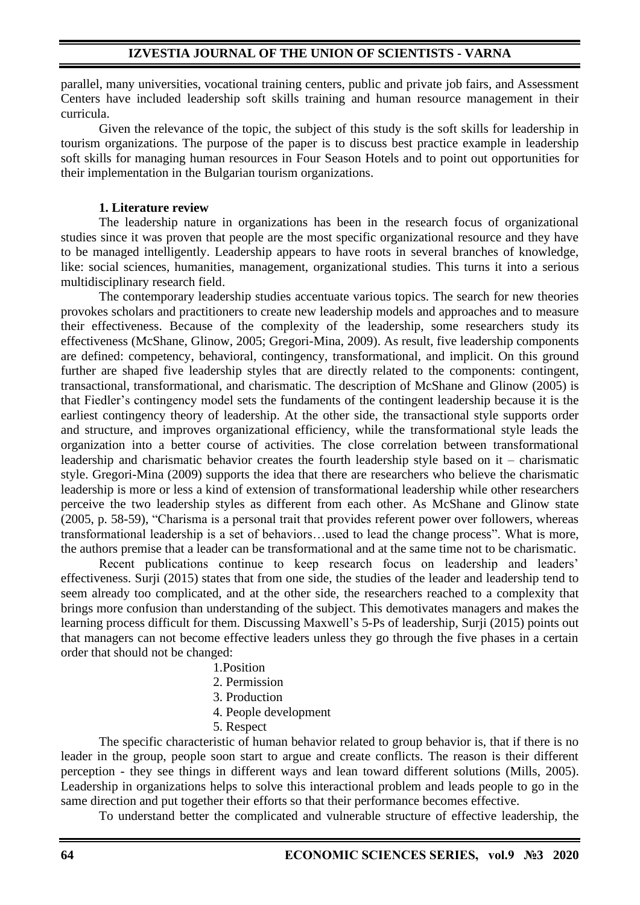parallel, many universities, vocational training centers, public and private job fairs, and Assessment Centers have included leadership soft skills training and human resource management in their curricula.

Given the relevance of the topic, the subject of this study is the soft skills for leadership in tourism organizations. The purpose of the paper is to discuss best practice example in leadership soft skills for managing human resources in Four Season Hotels and to point out opportunities for their implementation in the Bulgarian tourism organizations.

## 1. Literature review

The leadership nature in organizations has been in the research focus of organizational studies since it was proven that people are the most specific organizational resource and they have to be managed intelligently. Leadership appears to have roots in several branches of knowledge, like: social sciences, humanities, management, organizational studies. This turns it into a serious multidisciplinary research field.

The contemporary leadership studies accentuate various topics. The search for new theories provokes scholars and practitioners to create new leadership models and approaches and to measure their effectiveness. Because of the complexity of the leadership, some researchers study its effectiveness (McShane, Glinow, 2005; Gregori-Mina, 2009). As result, five leadership components are defined: competency, behavioral, contingency, transformational, and implicit. On this ground further are shaped five leadership styles that are directly related to the components: contingent, transactional, transformational, and charismatic. The description of McShane and Glinow (2005) is that Fiedler's contingency model sets the fundaments of the contingent leadership because it is the earliest contingency theory of leadership. At the other side, the transactional style supports order and structure, and improves organizational efficiency, while the transformational style leads the organization into a better course of activities. The close correlation between transformational leadership and charismatic behavior creates the fourth leadership style based on it – charismatic style. Gregori-Mina (2009) supports the idea that there are researchers who believe the charismatic leadership is more or less a kind of extension of transformational leadership while other researchers perceive the two leadership styles as different from each other. As McShane and Glinow state (2005, p. 58-59), "Charisma is a personal trait that provides referent power over followers, whereas transformational leadership is a set of behaviors…used to lead the change process". What is more, the authors premise that a leader can be transformational and at the same time not to be charismatic.

Recent publications continue to keep research focus on leadership and leaders' effectiveness. Surji (2015) states that from one side, the studies of the leader and leadership tend to seem already too complicated, and at the other side, the researchers reached to a complexity that brings more confusion than understanding of the subject. This demotivates managers and makes the learning process difficult for them. Discussing Maxwell's 5-Ps of leadership, Surji (2015) points out that managers can not become effective leaders unless they go through the five phases in a certain order that should not be changed:

1. Position
2. Permission
3. Production
4. People development
5. Respect

The specific characteristic of human behavior related to group behavior is, that if there is no leader in the group, people soon start to argue and create conflicts. The reason is their different perception - they see things in different ways and lean toward different solutions (Mills, 2005). Leadership in organizations helps to solve this interactional problem and leads people to go in the same direction and put together their efforts so that their performance becomes effective.

To understand better the complicated and vulnerable structure of effective leadership, the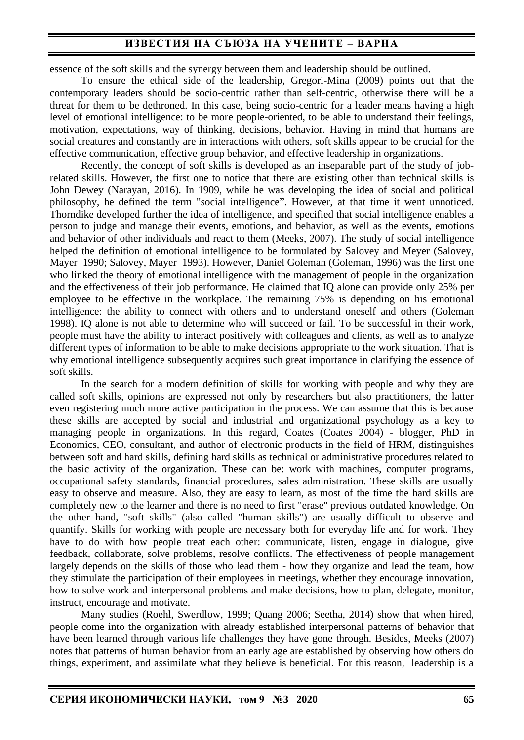essence of the soft skills and the synergy between them and leadership should be outlined.

To ensure the ethical side of the leadership, Gregori-Mina (2009) points out that the contemporary leaders should be socio-centric rather than self-centric, otherwise there will be a threat for them to be dethroned. In this case, being socio-centric for a leader means having a high level of emotional intelligence: to be more people-oriented, to be able to understand their feelings, motivation, expectations, way of thinking, decisions, behavior. Having in mind that humans are social creatures and constantly are in interactions with others, soft skills appear to be crucial for the effective communication, effective group behavior, and effective leadership in organizations.

Recently, the concept of soft skills is developed as an inseparable part of the study of job-related skills. However, the first one to notice that there are existing other than technical skills is John Dewey (Narayan, 2016). In 1909, while he was developing the idea of social and political philosophy, he defined the term "social intelligence". However, at that time it went unnoticed. Thorndike developed further the idea of intelligence, and specified that social intelligence enables a person to judge and manage their events, emotions, and behavior, as well as the events, emotions and behavior of other individuals and react to them (Meeks, 2007). The study of social intelligence helped the definition of emotional intelligence to be formulated by Salovey and Meyer (Salovey, Mayer 1990; Salovey, Mayer 1993). However, Daniel Goleman (Goleman, 1996) was the first one who linked the theory of emotional intelligence with the management of people in the organization and the effectiveness of their job performance. He claimed that IQ alone can provide only 25% per employee to be effective in the workplace. The remaining 75% is depending on his emotional intelligence: the ability to connect with others and to understand oneself and others (Goleman 1998). IQ alone is not able to determine who will succeed or fail. To be successful in their work, people must have the ability to interact positively with colleagues and clients, as well as to analyze different types of information to be able to make decisions appropriate to the work situation. That is why emotional intelligence subsequently acquires such great importance in clarifying the essence of soft skills.

In the search for a modern definition of skills for working with people and why they are called soft skills, opinions are expressed not only by researchers but also practitioners, the latter even registering much more active participation in the process. We can assume that this is because these skills are accepted by social and industrial and organizational psychology as a key to managing people in organizations. In this regard, Coates (Coates 2004) - blogger, PhD in Economics, CEO, consultant, and author of electronic products in the field of HRM, distinguishes between soft and hard skills, defining hard skills as technical or administrative procedures related to the basic activity of the organization. These can be: work with machines, computer programs, occupational safety standards, financial procedures, sales administration. These skills are usually easy to observe and measure. Also, they are easy to learn, as most of the time the hard skills are completely new to the learner and there is no need to first "erase" previous outdated knowledge. On the other hand, "soft skills" (also called "human skills") are usually difficult to observe and quantify. Skills for working with people are necessary both for everyday life and for work. They have to do with how people treat each other: communicate, listen, engage in dialogue, give feedback, collaborate, solve problems, resolve conflicts. The effectiveness of people management largely depends on the skills of those who lead them - how they organize and lead the team, how they stimulate the participation of their employees in meetings, whether they encourage innovation, how to solve work and interpersonal problems and make decisions, how to plan, delegate, monitor, instruct, encourage and motivate.

Many studies (Roehl, Swerdlow, 1999; Quang 2006; Seetha, 2014) show that when hired, people come into the organization with already established interpersonal patterns of behavior that have been learned through various life challenges they have gone through. Besides, Meeks (2007) notes that patterns of human behavior from an early age are established by observing how others do things, experiment, and assimilate what they believe is beneficial. For this reason, leadership is a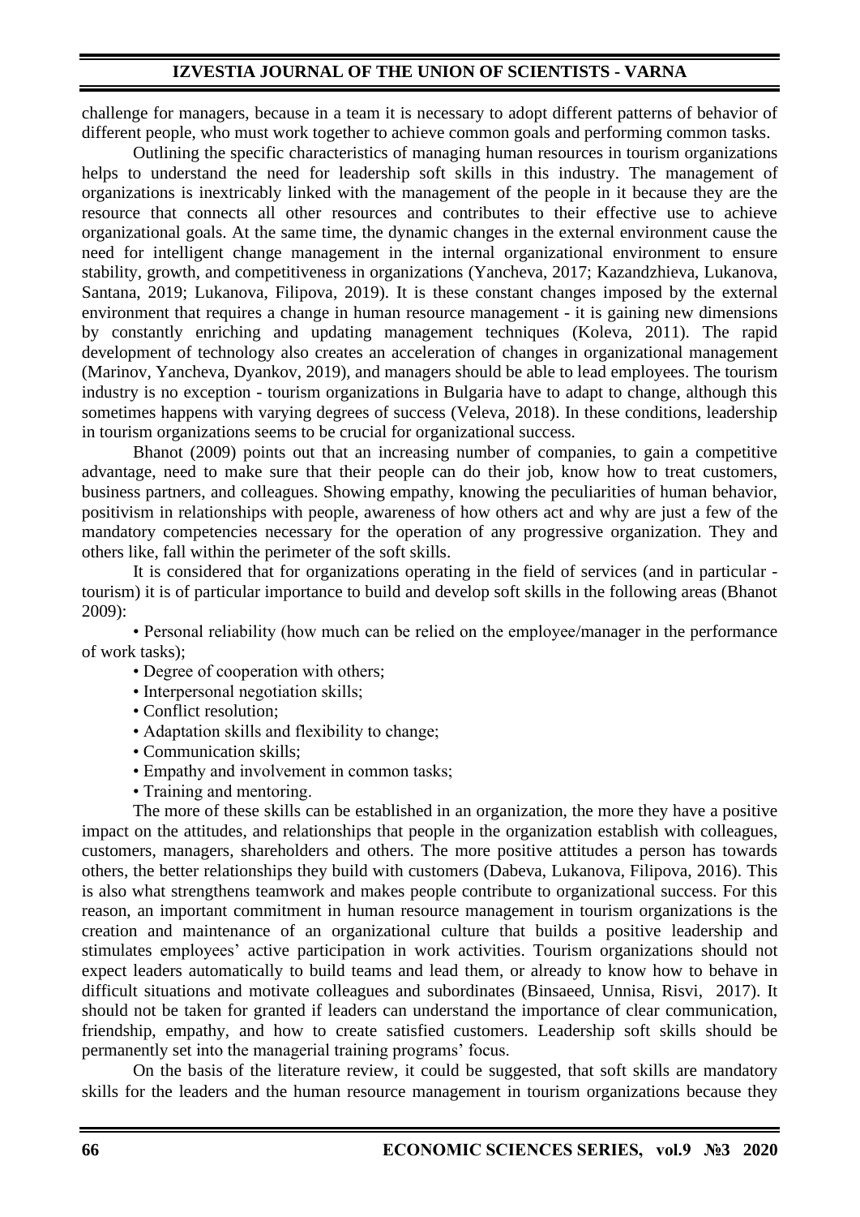challenge for managers, because in a team it is necessary to adopt different patterns of behavior of different people, who must work together to achieve common goals and performing common tasks.

Outlining the specific characteristics of managing human resources in tourism organizations helps to understand the need for leadership soft skills in this industry. The management of organizations is inextricably linked with the management of the people in it because they are the resource that connects all other resources and contributes to their effective use to achieve organizational goals. At the same time, the dynamic changes in the external environment cause the need for intelligent change management in the internal organizational environment to ensure stability, growth, and competitiveness in organizations (Yancheva, 2017; Kazandzhieva, Lukanova, Santana, 2019; Lukanova, Filipova, 2019). It is these constant changes imposed by the external environment that requires a change in human resource management - it is gaining new dimensions by constantly enriching and updating management techniques (Koleva, 2011). The rapid development of technology also creates an acceleration of changes in organizational management (Marinov, Yancheva, Dyankov, 2019), and managers should be able to lead employees. The tourism industry is no exception - tourism organizations in Bulgaria have to adapt to change, although this sometimes happens with varying degrees of success (Veleva, 2018). In these conditions, leadership in tourism organizations seems to be crucial for organizational success.

Bhanot (2009) points out that an increasing number of companies, to gain a competitive advantage, need to make sure that their people can do their job, know how to treat customers, business partners, and colleagues. Showing empathy, knowing the peculiarities of human behavior, positivism in relationships with people, awareness of how others act and why are just a few of the mandatory competencies necessary for the operation of any progressive organization. They and others like, fall within the perimeter of the soft skills.

It is considered that for organizations operating in the field of services (and in particular - tourism) it is of particular importance to build and develop soft skills in the following areas (Bhanot 2009):

- Personal reliability (how much can be relied on the employee/manager in the performance of work tasks);
- Degree of cooperation with others;
- Interpersonal negotiation skills;
- Conflict resolution;
- Adaptation skills and flexibility to change;
- Communication skills;
- Empathy and involvement in common tasks;
- Training and mentoring.

The more of these skills can be established in an organization, the more they have a positive impact on the attitudes, and relationships that people in the organization establish with colleagues, customers, managers, shareholders and others. The more positive attitudes a person has towards others, the better relationships they build with customers (Dabeva, Lukanova, Filipova, 2016). This is also what strengthens teamwork and makes people contribute to organizational success. For this reason, an important commitment in human resource management in tourism organizations is the creation and maintenance of an organizational culture that builds a positive leadership and stimulates employees' active participation in work activities. Tourism organizations should not expect leaders automatically to build teams and lead them, or already to know how to behave in difficult situations and motivate colleagues and subordinates (Binsaeed, Unnisa, Risvi, 2017). It should not be taken for granted if leaders can understand the importance of clear communication, friendship, empathy, and how to create satisfied customers. Leadership soft skills should be permanently set into the managerial training programs' focus.

On the basis of the literature review, it could be suggested, that soft skills are mandatory skills for the leaders and the human resource management in tourism organizations because they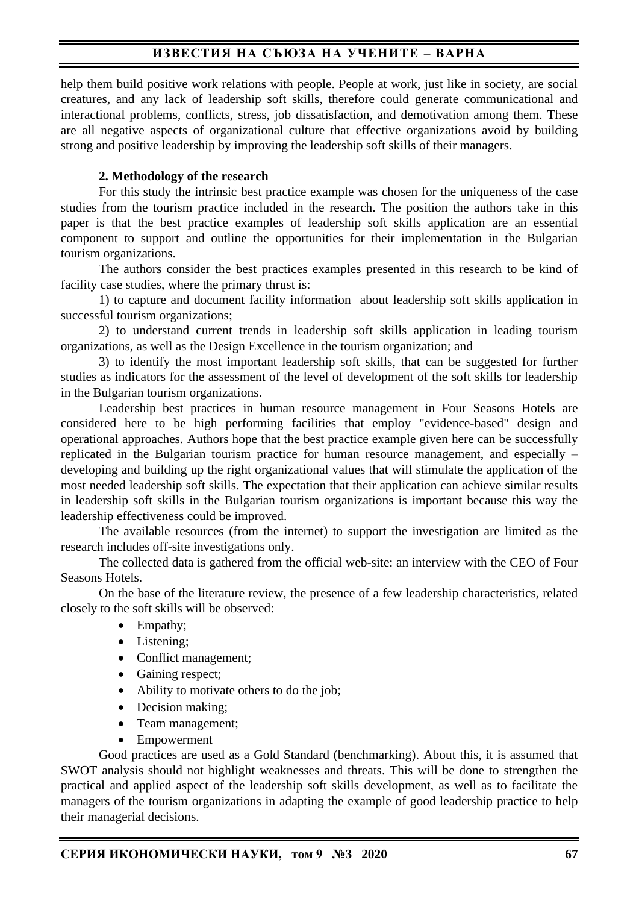help them build positive work relations with people. People at work, just like in society, are social creatures, and any lack of leadership soft skills, therefore could generate communicational and interactional problems, conflicts, stress, job dissatisfaction, and demotivation among them. These are all negative aspects of organizational culture that effective organizations avoid by building strong and positive leadership by improving the leadership soft skills of their managers.

### 2. Methodology of the research

For this study the intrinsic best practice example was chosen for the uniqueness of the case studies from the tourism practice included in the research. The position the authors take in this paper is that the best practice examples of leadership soft skills application are an essential component to support and outline the opportunities for their implementation in the Bulgarian tourism organizations.

The authors consider the best practices examples presented in this research to be kind of facility case studies, where the primary thrust is:

1) to capture and document facility information about leadership soft skills application in successful tourism organizations;

2) to understand current trends in leadership soft skills application in leading tourism organizations, as well as the Design Excellence in the tourism organization; and

3) to identify the most important leadership soft skills, that can be suggested for further studies as indicators for the assessment of the level of development of the soft skills for leadership in the Bulgarian tourism organizations.

Leadership best practices in human resource management in Four Seasons Hotels are considered here to be high performing facilities that employ "evidence-based" design and operational approaches. Authors hope that the best practice example given here can be successfully replicated in the Bulgarian tourism practice for human resource management, and especially – developing and building up the right organizational values that will stimulate the application of the most needed leadership soft skills. The expectation that their application can achieve similar results in leadership soft skills in the Bulgarian tourism organizations is important because this way the leadership effectiveness could be improved.

The available resources (from the internet) to support the investigation are limited as the research includes off-site investigations only.

The collected data is gathered from the official web-site: an interview with the CEO of Four Seasons Hotels.

On the base of the literature review, the presence of a few leadership characteristics, related closely to the soft skills will be observed:

- Empathy;
- Listening;
- Conflict management;
- Gaining respect;
- Ability to motivate others to do the job;
- Decision making;
- Team management;
- Empowerment

Good practices are used as a Gold Standard (benchmarking). About this, it is assumed that SWOT analysis should not highlight weaknesses and threats. This will be done to strengthen the practical and applied aspect of the leadership soft skills development, as well as to facilitate the managers of the tourism organizations in adapting the example of good leadership practice to help their managerial decisions.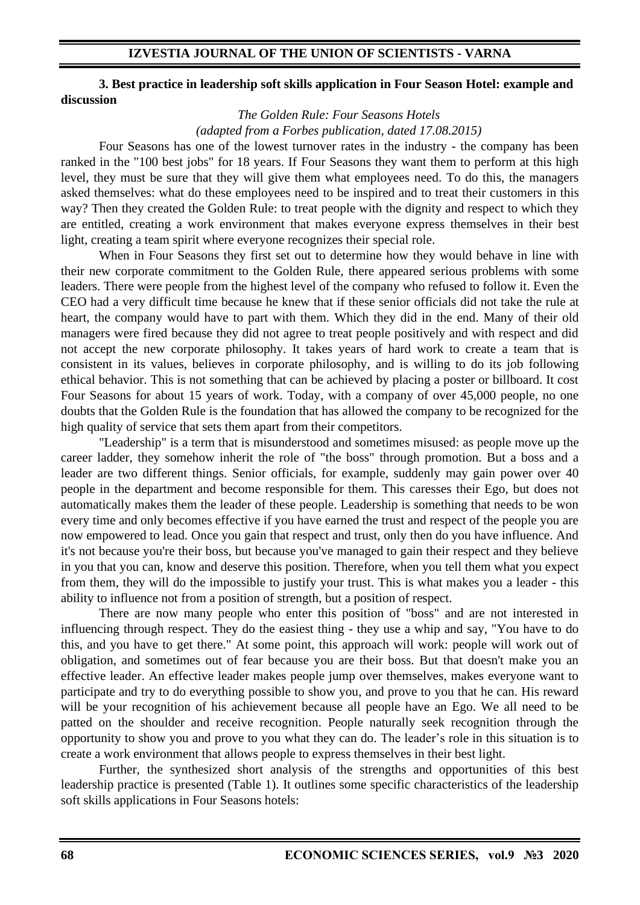### 3. Best practice in leadership soft skills application in Four Season Hotel: example and discussion

*The Golden Rule: Four Seasons Hotels*
*(adapted from a Forbes publication, dated 17.08.2015)*

Four Seasons has one of the lowest turnover rates in the industry - the company has been ranked in the "100 best jobs" for 18 years. If Four Seasons they want them to perform at this high level, they must be sure that they will give them what employees need. To do this, the managers asked themselves: what do these employees need to be inspired and to treat their customers in this way? Then they created the Golden Rule: to treat people with the dignity and respect to which they are entitled, creating a work environment that makes everyone express themselves in their best light, creating a team spirit where everyone recognizes their special role.

When in Four Seasons they first set out to determine how they would behave in line with their new corporate commitment to the Golden Rule, there appeared serious problems with some leaders. There were people from the highest level of the company who refused to follow it. Even the CEO had a very difficult time because he knew that if these senior officials did not take the rule at heart, the company would have to part with them. Which they did in the end. Many of their old managers were fired because they did not agree to treat people positively and with respect and did not accept the new corporate philosophy. It takes years of hard work to create a team that is consistent in its values, believes in corporate philosophy, and is willing to do its job following ethical behavior. This is not something that can be achieved by placing a poster or billboard. It cost Four Seasons for about 15 years of work. Today, with a company of over 45,000 people, no one doubts that the Golden Rule is the foundation that has allowed the company to be recognized for the high quality of service that sets them apart from their competitors.

"Leadership" is a term that is misunderstood and sometimes misused: as people move up the career ladder, they somehow inherit the role of "the boss" through promotion. But a boss and a leader are two different things. Senior officials, for example, suddenly may gain power over 40 people in the department and become responsible for them. This caresses their Ego, but does not automatically makes them the leader of these people. Leadership is something that needs to be won every time and only becomes effective if you have earned the trust and respect of the people you are now empowered to lead. Once you gain that respect and trust, only then do you have influence. And it's not because you're their boss, but because you've managed to gain their respect and they believe in you that you can, know and deserve this position. Therefore, when you tell them what you expect from them, they will do the impossible to justify your trust. This is what makes you a leader - this ability to influence not from a position of strength, but a position of respect.

There are now many people who enter this position of "boss" and are not interested in influencing through respect. They do the easiest thing - they use a whip and say, "You have to do this, and you have to get there." At some point, this approach will work: people will work out of obligation, and sometimes out of fear because you are their boss. But that doesn't make you an effective leader. An effective leader makes people jump over themselves, makes everyone want to participate and try to do everything possible to show you, and prove to you that he can. His reward will be your recognition of his achievement because all people have an Ego. We all need to be patted on the shoulder and receive recognition. People naturally seek recognition through the opportunity to show you and prove to you what they can do. The leader's role in this situation is to create a work environment that allows people to express themselves in their best light.

Further, the synthesized short analysis of the strengths and opportunities of this best leadership practice is presented (Table 1). It outlines some specific characteristics of the leadership soft skills applications in Four Seasons hotels: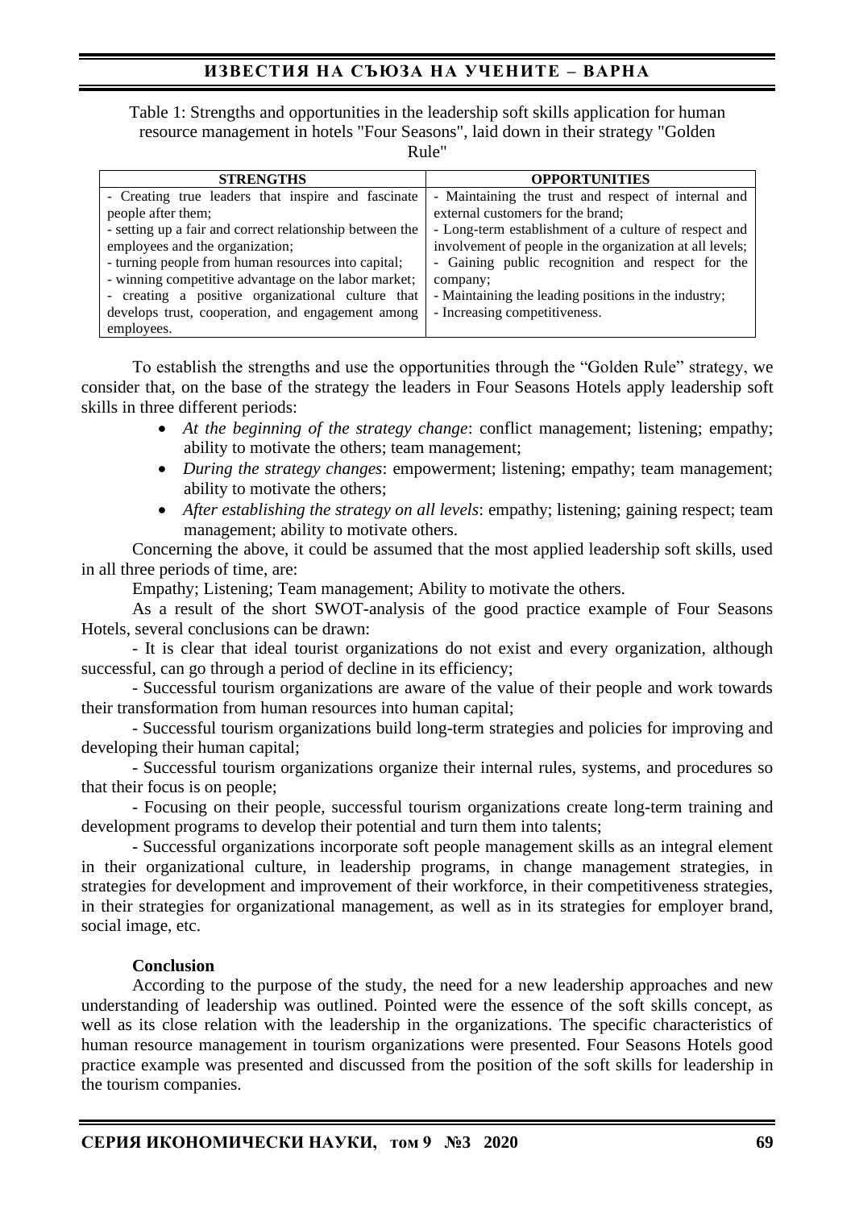Table 1: Strengths and opportunities in the leadership soft skills application for human resource management in hotels "Four Seasons", laid down in their strategy "Golden Rule"

| STRENGTHS | OPPORTUNITIES |
|---|---|
| - Creating true leaders that inspire and fascinate people after them;<br>- setting up a fair and correct relationship between the employees and the organization;<br>- turning people from human resources into capital;<br>- winning competitive advantage on the labor market;<br>- creating a positive organizational culture that develops trust, cooperation, and engagement among employees. | - Maintaining the trust and respect of internal and external customers for the brand;<br>- Long-term establishment of a culture of respect and involvement of people in the organization at all levels;<br>- Gaining public recognition and respect for the company;<br>- Maintaining the leading positions in the industry;<br>- Increasing competitiveness. |

To establish the strengths and use the opportunities through the "Golden Rule" strategy, we consider that, on the base of the strategy the leaders in Four Seasons Hotels apply leadership soft skills in three different periods:

- *At the beginning of the strategy change*: conflict management; listening; empathy; ability to motivate the others; team management;
- *During the strategy changes*: empowerment; listening; empathy; team management; ability to motivate the others;
- *After establishing the strategy on all levels*: empathy; listening; gaining respect; team management; ability to motivate others.

Concerning the above, it could be assumed that the most applied leadership soft skills, used in all three periods of time, are:

Empathy; Listening; Team management; Ability to motivate the others.

As a result of the short SWOT-analysis of the good practice example of Four Seasons Hotels, several conclusions can be drawn:

- It is clear that ideal tourist organizations do not exist and every organization, although successful, can go through a period of decline in its efficiency;

- Successful tourism organizations are aware of the value of their people and work towards their transformation from human resources into human capital;

- Successful tourism organizations build long-term strategies and policies for improving and developing their human capital;

- Successful tourism organizations organize their internal rules, systems, and procedures so that their focus is on people;

- Focusing on their people, successful tourism organizations create long-term training and development programs to develop their potential and turn them into talents;

- Successful organizations incorporate soft people management skills as an integral element in their organizational culture, in leadership programs, in change management strategies, in strategies for development and improvement of their workforce, in their competitiveness strategies, in their strategies for organizational management, as well as in its strategies for employer brand, social image, etc.

**Conclusion**

According to the purpose of the study, the need for a new leadership approaches and new understanding of leadership was outlined. Pointed were the essence of the soft skills concept, as well as its close relation with the leadership in the organizations. The specific characteristics of human resource management in tourism organizations were presented. Four Seasons Hotels good practice example was presented and discussed from the position of the soft skills for leadership in the tourism companies.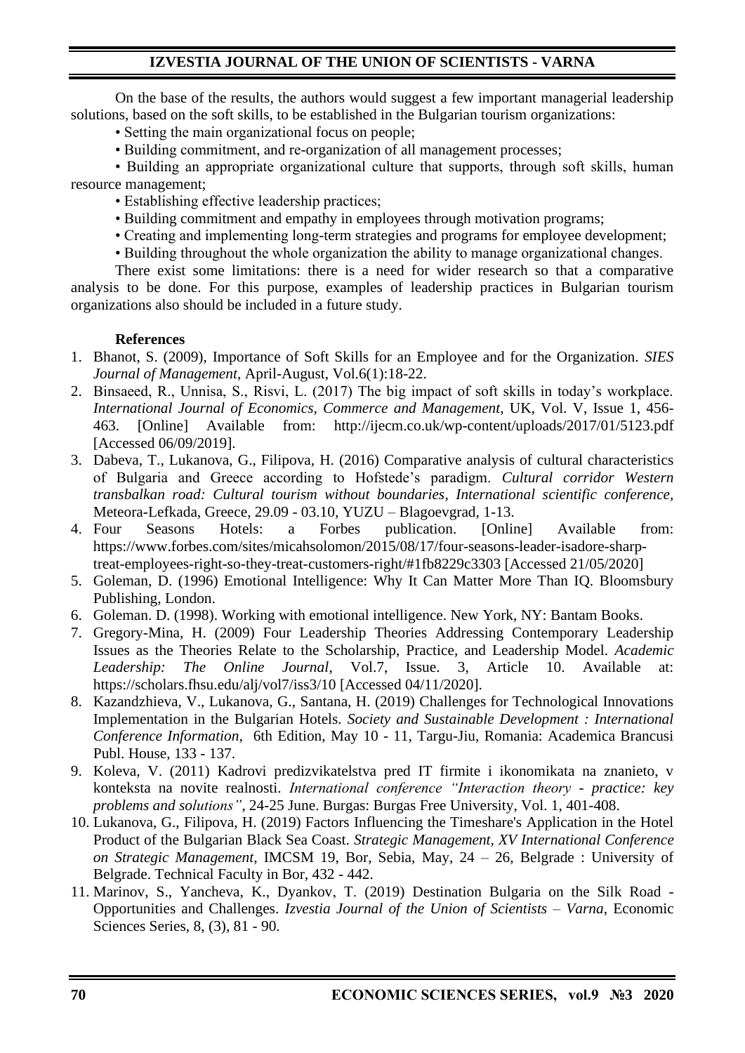On the base of the results, the authors would suggest a few important managerial leadership solutions, based on the soft skills, to be established in the Bulgarian tourism organizations:

- Setting the main organizational focus on people;
- Building commitment, and re-organization of all management processes;
- Building an appropriate organizational culture that supports, through soft skills, human resource management;
- Establishing effective leadership practices;
- Building commitment and empathy in employees through motivation programs;
- Creating and implementing long-term strategies and programs for employee development;
- Building throughout the whole organization the ability to manage organizational changes.

There exist some limitations: there is a need for wider research so that a comparative analysis to be done. For this purpose, examples of leadership practices in Bulgarian tourism organizations also should be included in a future study.

**References**

1. Bhanot, S. (2009), Importance of Soft Skills for an Employee and for the Organization. *SIES Journal of Management*, April-August, Vol.6(1):18-22.
2. Binsaeed, R., Unnisa, S., Risvi, L. (2017) The big impact of soft skills in today's workplace. *International Journal of Economics, Commerce and Management*, UK, Vol. V, Issue 1, 456-463. [Online] Available from: http://ijecm.co.uk/wp-content/uploads/2017/01/5123.pdf [Accessed 06/09/2019].
3. Dabeva, T., Lukanova, G., Filipova, H. (2016) Comparative analysis of cultural characteristics of Bulgaria and Greece according to Hofstede's paradigm. *Cultural corridor Western transbalkan road: Cultural tourism without boundaries, International scientific conference*, Meteora-Lefkada, Greece, 29.09 - 03.10, YUZU – Blagoevgrad, 1-13.
4. Four Seasons Hotels: a Forbes publication. [Online] Available from: https://www.forbes.com/sites/micahsolomon/2015/08/17/four-seasons-leader-isadore-sharp-treat-employees-right-so-they-treat-customers-right/#1fb8229c3303 [Accessed 21/05/2020]
5. Goleman, D. (1996) Emotional Intelligence: Why It Can Matter More Than IQ. Bloomsbury Publishing, London.
6. Goleman. D. (1998). Working with emotional intelligence. New York, NY: Bantam Books.
7. Gregory-Mina, H. (2009) Four Leadership Theories Addressing Contemporary Leadership Issues as the Theories Relate to the Scholarship, Practice, and Leadership Model. *Academic Leadership: The Online Journal*, Vol.7, Issue. 3, Article 10. Available at: https://scholars.fhsu.edu/alj/vol7/iss3/10 [Accessed 04/11/2020].
8. Kazandzhieva, V., Lukanova, G., Santana, H. (2019) Challenges for Technological Innovations Implementation in the Bulgarian Hotels. *Society and Sustainable Development : International Conference Information*, 6th Edition, May 10 - 11, Targu-Jiu, Romania: Academica Brancusi Publ. House, 133 - 137.
9. Koleva, V. (2011) Kadrovi predizvikatelstva pred IT firmite i ikonomikata na znanieto, v konteksta na novite realnosti. *International conference "Interaction theory - practice: key problems and solutions"*, 24-25 June. Burgas: Burgas Free University, Vol. 1, 401-408.
10. Lukanova, G., Filipova, H. (2019) Factors Influencing the Timeshare's Application in the Hotel Product of the Bulgarian Black Sea Coast. *Strategic Management, XV International Conference on Strategic Management*, IMCSM 19, Bor, Sebia, May, 24 – 26, Belgrade : University of Belgrade. Technical Faculty in Bor, 432 - 442.
11. Marinov, S., Yancheva, K., Dyankov, T. (2019) Destination Bulgaria on the Silk Road - Opportunities and Challenges. *Izvestia Journal of the Union of Scientists – Varna*, Economic Sciences Series, 8, (3), 81 - 90.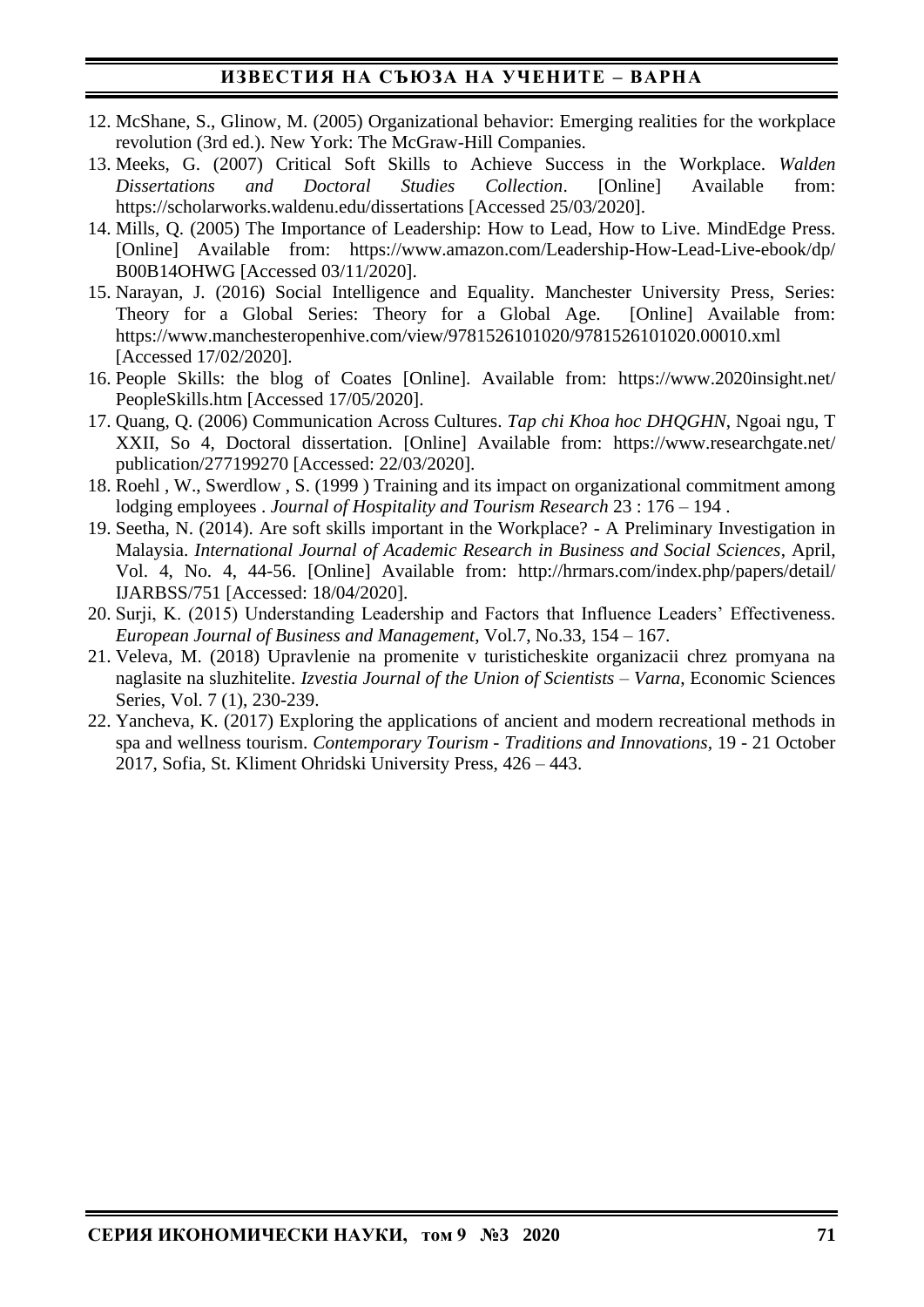12. McShane, S., Glinow, M. (2005) Organizational behavior: Emerging realities for the workplace revolution (3rd ed.). New York: The McGraw-Hill Companies.
13. Meeks, G. (2007) Critical Soft Skills to Achieve Success in the Workplace. *Walden Dissertations and Doctoral Studies Collection*. [Online] Available from: https://scholarworks.waldenu.edu/dissertations [Accessed 25/03/2020].
14. Mills, Q. (2005) The Importance of Leadership: How to Lead, How to Live. MindEdge Press. [Online] Available from: https://www.amazon.com/Leadership-How-Lead-Live-ebook/dp/B00B14OHWG [Accessed 03/11/2020].
15. Narayan, J. (2016) Social Intelligence and Equality. Manchester University Press, Series: Theory for a Global Series: Theory for a Global Age. [Online] Available from: https://www.manchesteropenhive.com/view/9781526101020/9781526101020.00010.xml [Accessed 17/02/2020].
16. People Skills: the blog of Coates [Online]. Available from: https://www.2020insight.net/PeopleSkills.htm [Accessed 17/05/2020].
17. Quang, Q. (2006) Communication Across Cultures. *Tap chi Khoa hoc DHQGHN*, Ngoai ngu, T XXII, So 4, Doctoral dissertation. [Online] Available from: https://www.researchgate.net/publication/277199270 [Accessed: 22/03/2020].
18. Roehl , W., Swerdlow , S. (1999 ) Training and its impact on organizational commitment among lodging employees . *Journal of Hospitality and Tourism Research* 23 : 176 – 194 .
19. Seetha, N. (2014). Are soft skills important in the Workplace? - A Preliminary Investigation in Malaysia. *International Journal of Academic Research in Business and Social Sciences*, April, Vol. 4, No. 4, 44-56. [Online] Available from: http://hrmars.com/index.php/papers/detail/IJARBSS/751 [Accessed: 18/04/2020].
20. Surji, K. (2015) Understanding Leadership and Factors that Influence Leaders' Effectiveness. *European Journal of Business and Management*, Vol.7, No.33, 154 – 167.
21. Veleva, M. (2018) Upravlenie na promenite v turisticheskite organizacii chrez promyana na naglasite na sluzhitelite. *Izvestia Journal of the Union of Scientists – Varna*, Economic Sciences Series, Vol. 7 (1), 230-239.
22. Yancheva, K. (2017) Exploring the applications of ancient and modern recreational methods in spa and wellness tourism. *Contemporary Tourism - Traditions and Innovations*, 19 - 21 October 2017, Sofia, St. Kliment Ohridski University Press, 426 – 443.